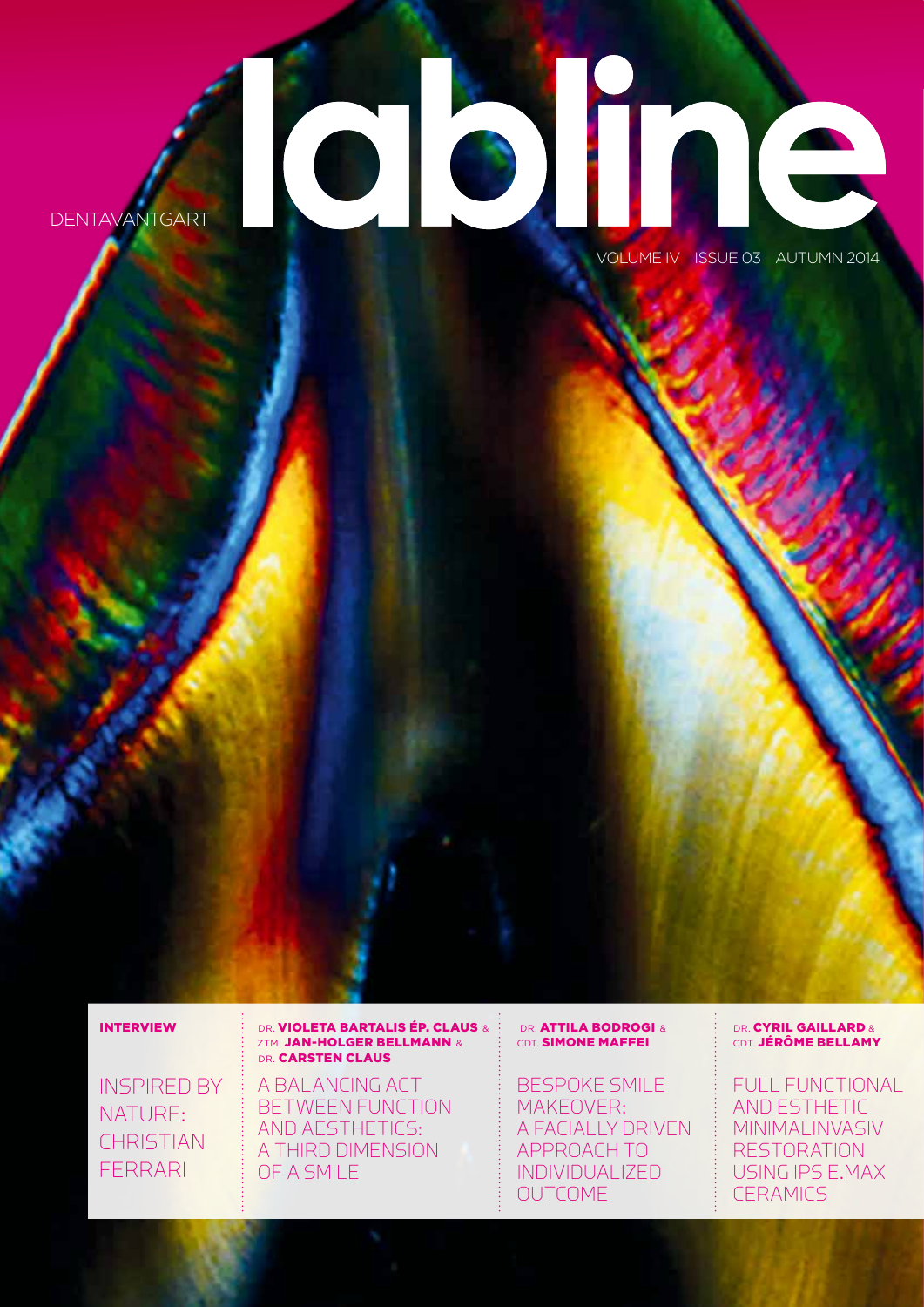# labline

DENTAVANTGART

VOLUME IV ISSUE 03 AUTUMN 2014

**INTERVIEW**

INSPIRED BY NATURE: CHRISTIAN FERRARI

DR. **VIOLETA BARTALIS ÉP. CLAUS** & ZTM. **JAN-HOLGER BELLMANN** & DR. **CARSTEN CLAUS**

A BALANCING ACT BETWEEN FUNCTION AND AESTHETICS: A THIRD DIMENSION OF A SMILE

DR. **ATTILA BODROGI** & CDT. **SIMONE MAFFEI**

BESPOKE SMILE MAKEOVER: A FACIALLY DRIVEN APPROACH TO INDIVIDUALIZED OUTCOME

DR. **CYRIL GAILLARD** & CDT. **JÉRÔME BELLAMY**

FULL FUNCTIONAL AND ESTHETIC MINIMALINVASIV RESTORATION USING IPS E.MAX CERAMICS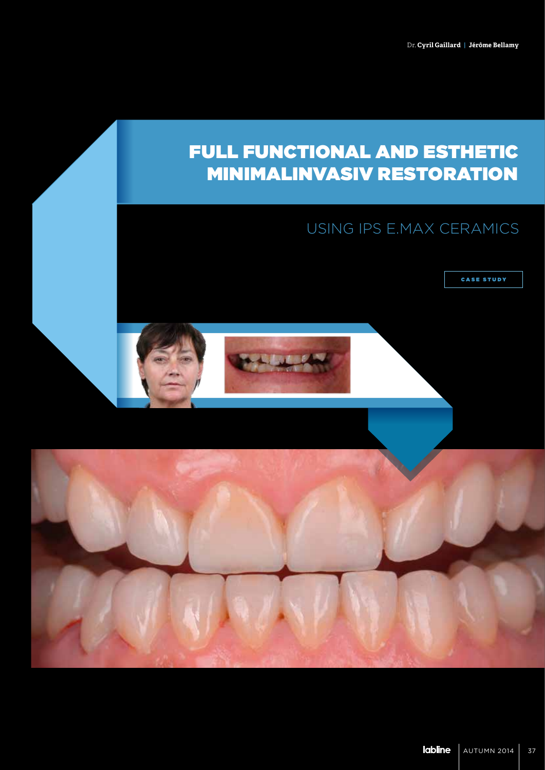Dr. **Cyril Gaillard** | **Jérôme Bellamy**

# FULL FUNCTIONAL AND ESTHETIC MINIMALINVASIV RESTORATION

## USING IPS E.MAX CERAMICS

CASE STUDY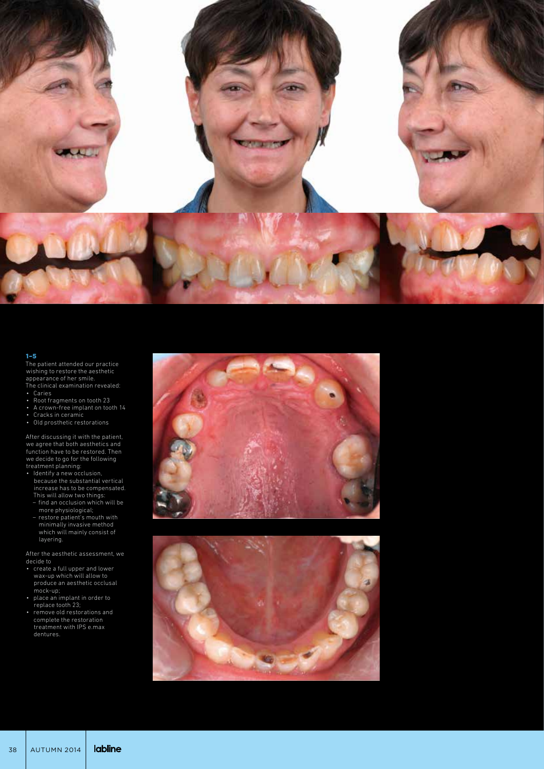**1–5**

The patient attended our practice wishing to restore the aesthetic appearance of her smile.

The clinical examination revealed:

- Caries
- Root fragments on tooth 23
- A crown-free implant on tooth 14
- Cracks in ceramic
- Old prosthetic restorations

After discussing it with the patient, we agree that both aesthetics and function have to be restored. Then we decide to go for the following treatment planning:

- Identify a new occlusion, because the substantial vertical increase has to be compensated. This will allow two things:
  - find an occlusion which will be more physiological;
  - restore patient's mouth with minimally invasive method which will mainly consist of layering.

After the aesthetic assessment, we decide to

- create a full upper and lower wax-up which will allow to produce an aesthetic occlusal mock-up;
- place an implant in order to replace tooth 23;
- remove old restorations and complete the restoration treatment with IPS e.max dentures.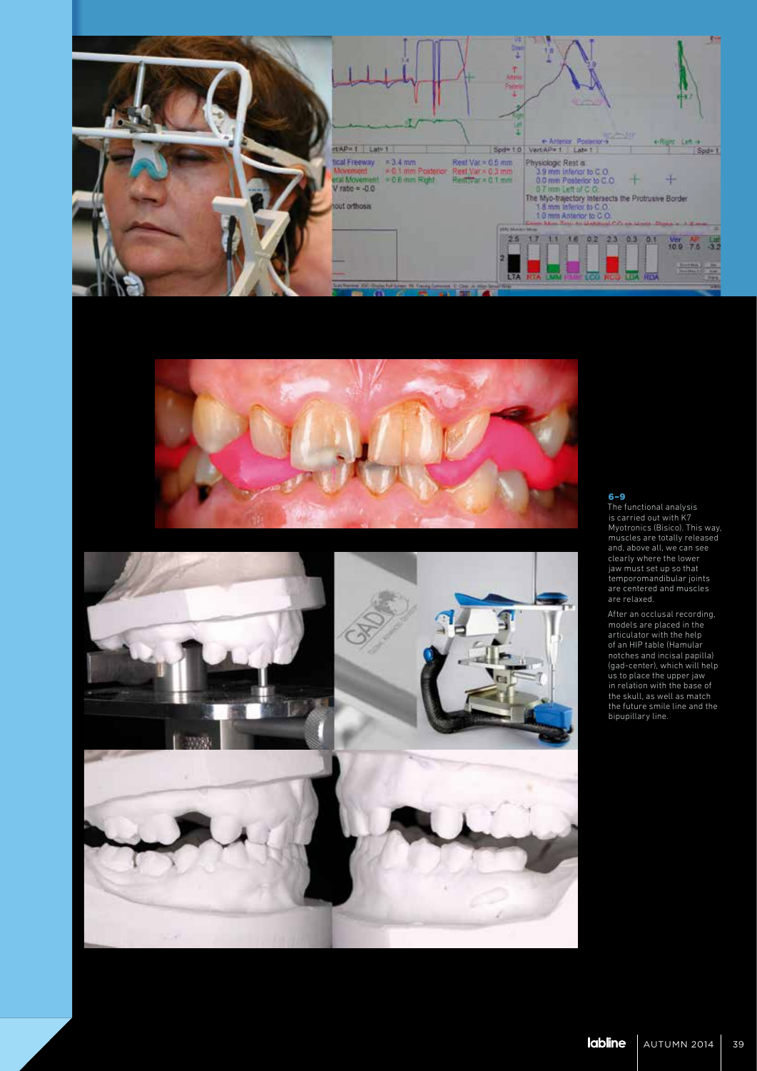**6–9**
The functional analysis is carried out with K7 Myotronics (Bisico). This way, muscles are totally released and, above all, we can see clearly where the lower jaw must set up so that temporomandibular joints are centered and muscles are relaxed.

After an occlusal recording, models are placed in the articulator with the help of an HIP table (Hamular notches and incisal papilla) (gad-center), which will help us to place the upper jaw in relation with the base of the skull, as well as match the future smile line and the bipupillary line.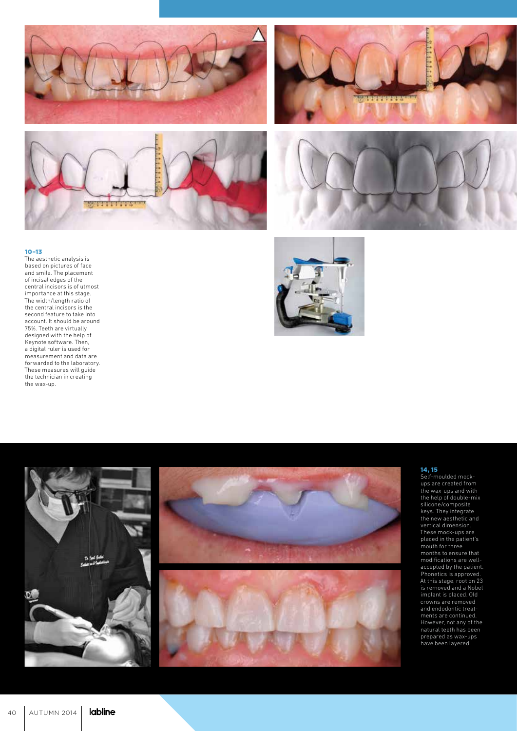**10–13**
The aesthetic analysis is based on pictures of face and smile. The placement of incisal edges of the central incisors is of utmost importance at this stage. The width/length ratio of the central incisors is the second feature to take into account. It should be around 75%. Teeth are virtually designed with the help of Keynote software. Then, a digital ruler is used for measurement and data are forwarded to the laboratory. These measures will guide the technician in creating the wax-up.

**14, 15**
Self-moulded mock-ups are created from the wax-ups and with the help of double-mix silicone/composite keys. They integrate the new aesthetic and vertical dimension. These mock-ups are placed in the patient's mouth for three months to ensure that modifications are well-accepted by the patient. Phonetics is approved. At this stage, root on 23 is removed and a Nobel implant is placed. Old crowns are removed and endodontic treatments are continued. However, not any of the natural teeth has been prepared as wax-ups have been layered.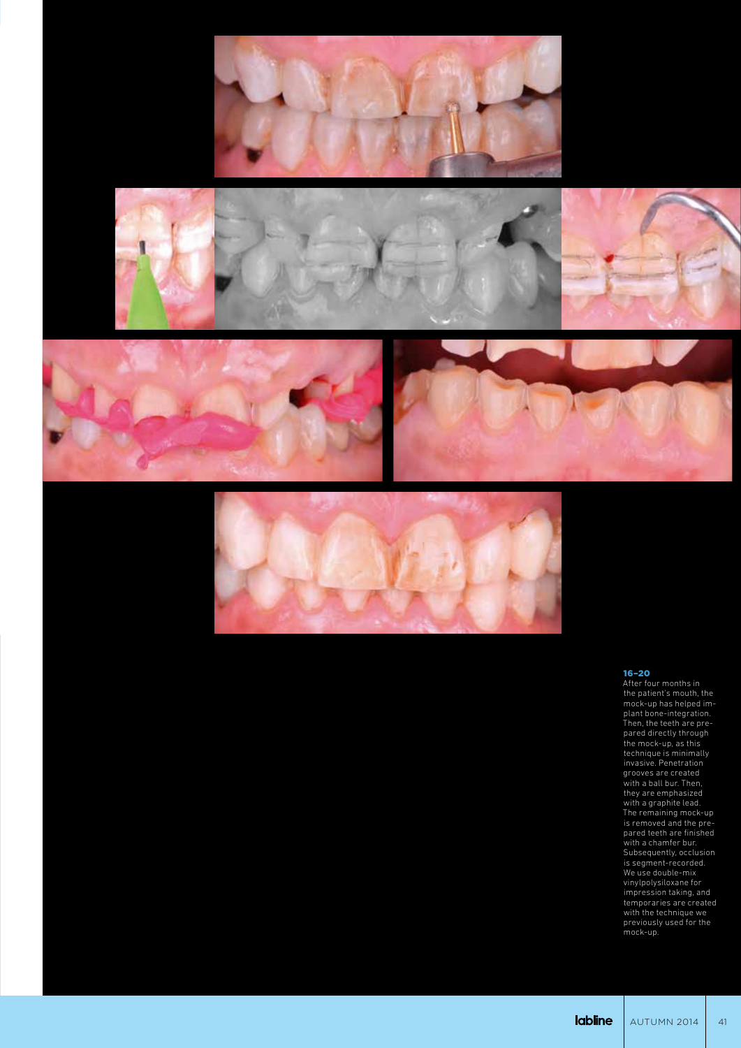**16–20**
After four months in the patient's mouth, the mock-up has helped implant bone-integration. Then, the teeth are prepared directly through the mock-up, as this technique is minimally invasive. Penetration grooves are created with a ball bur. Then, they are emphasized with a graphite lead. The remaining mock-up is removed and the prepared teeth are finished with a chamfer bur. Subsequently, occlusion is segment-recorded. We use double-mix vinylpolysiloxane for impression taking, and temporaries are created with the technique we previously used for the mock-up.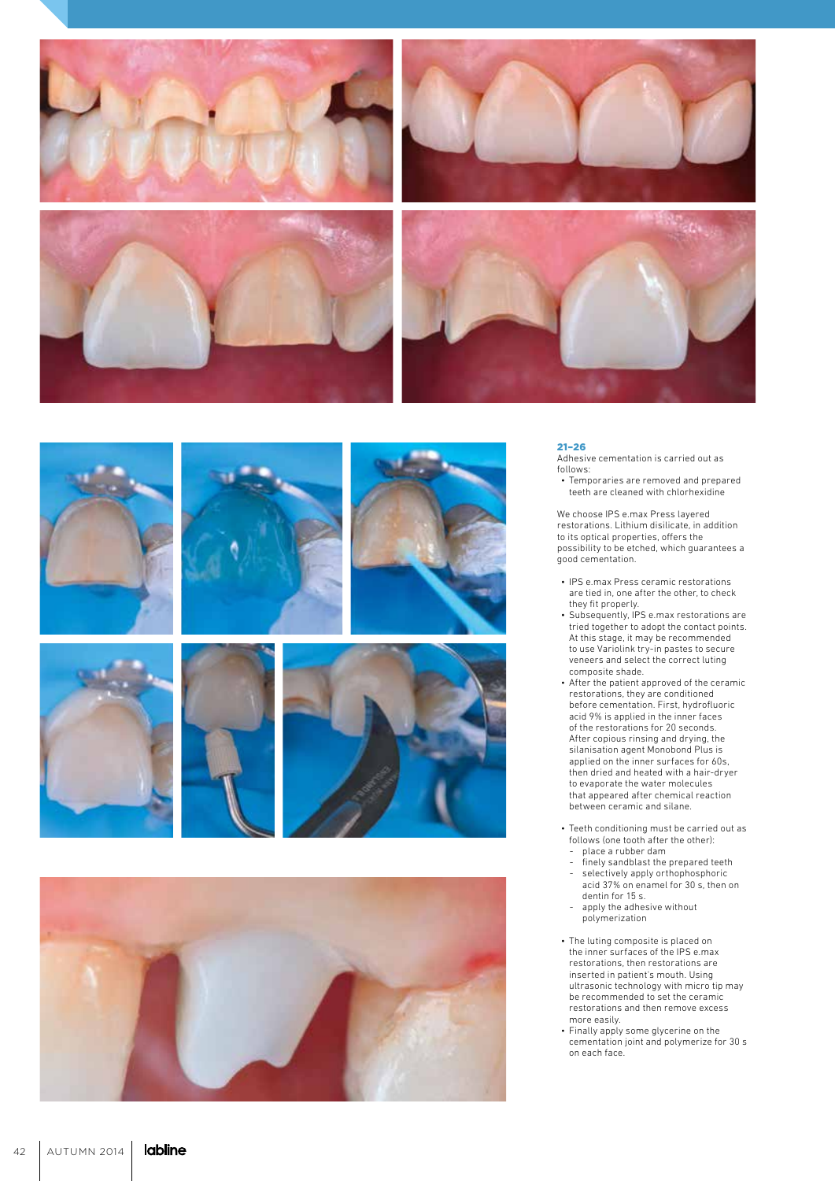**21–26**

Adhesive cementation is carried out as follows:

- Temporaries are removed and prepared teeth are cleaned with chlorhexidine

We choose IPS e.max Press layered restorations. Lithium disilicate, in addition to its optical properties, offers the possibility to be etched, which guarantees a good cementation.

- IPS e.max Press ceramic restorations are tied in, one after the other, to check they fit properly.
- Subsequently, IPS e.max restorations are tried together to adopt the contact points. At this stage, it may be recommended to use Variolink try-in pastes to secure veneers and select the correct luting composite shade.
- After the patient approved of the ceramic restorations, they are conditioned before cementation. First, hydrofluoric acid 9% is applied in the inner faces of the restorations for 20 seconds. After copious rinsing and drying, the silanisation agent Monobond Plus is applied on the inner surfaces for 60s, then dried and heated with a hair-dryer to evaporate the water molecules that appeared after chemical reaction between ceramic and silane.

- Teeth conditioning must be carried out as follows (one tooth after the other):
  - place a rubber dam
  - finely sandblast the prepared teeth
  - selectively apply orthophosphoric acid 37% on enamel for 30 s, then on dentin for 15 s.
  - apply the adhesive without polymerization

- The luting composite is placed on the inner surfaces of the IPS e.max restorations, then restorations are inserted in patient's mouth. Using ultrasonic technology with micro tip may be recommended to set the ceramic restorations and then remove excess more easily.
- Finally apply some glycerine on the cementation joint and polymerize for 30 s on each face.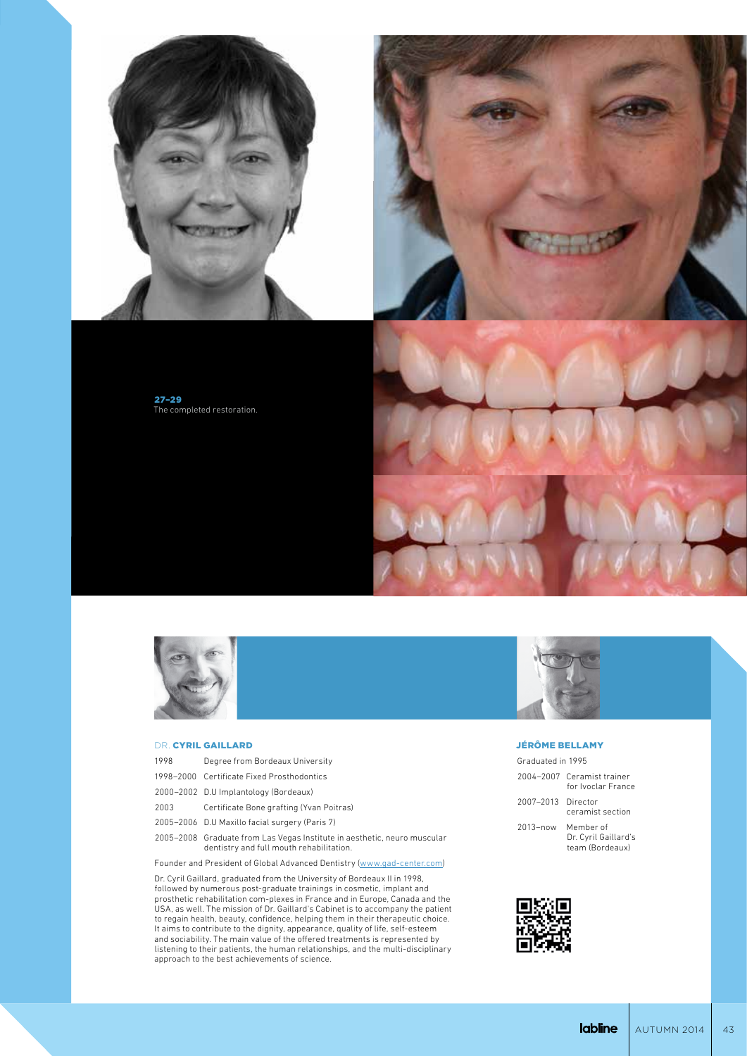**27–29**
The completed restoration.

### DR. CYRIL GAILLARD

| | |
|---|---|
| 1998 | Degree from Bordeaux University |
| 1998–2000 | Certificate Fixed Prosthodontics |
| 2000–2002 | D.U Implantology (Bordeaux) |
| 2003 | Certificate Bone grafting (Yvan Poitras) |
| 2005–2006 | D.U Maxillo facial surgery (Paris 7) |
| 2005–2008 | Graduate from Las Vegas Institute in aesthetic, neuro muscular dentistry and full mouth rehabilitation. |

Founder and President of Global Advanced Dentistry (www.gad-center.com)

Dr. Cyril Gaillard, graduated from the University of Bordeaux II in 1998, followed by numerous post-graduate trainings in cosmetic, implant and prosthetic rehabilitation com-plexes in France and in Europe, Canada and the USA, as well. The mission of Dr. Gaillard's Cabinet is to accompany the patient to regain health, beauty, confidence, helping them in their therapeutic choice. It aims to contribute to the dignity, appearance, quality of life, self-esteem and sociability. The main value of the offered treatments is represented by listening to their patients, the human relationships, and the multi-disciplinary approach to the best achievements of science.

### JÉRÔME BELLAMY

Graduated in 1995

| | |
|---|---|
| 2004–2007 | Ceramist trainer for Ivoclar France |
| 2007–2013 | Director ceramist section |
| 2013–now | Member of Dr. Cyril Gaillard's team (Bordeaux) |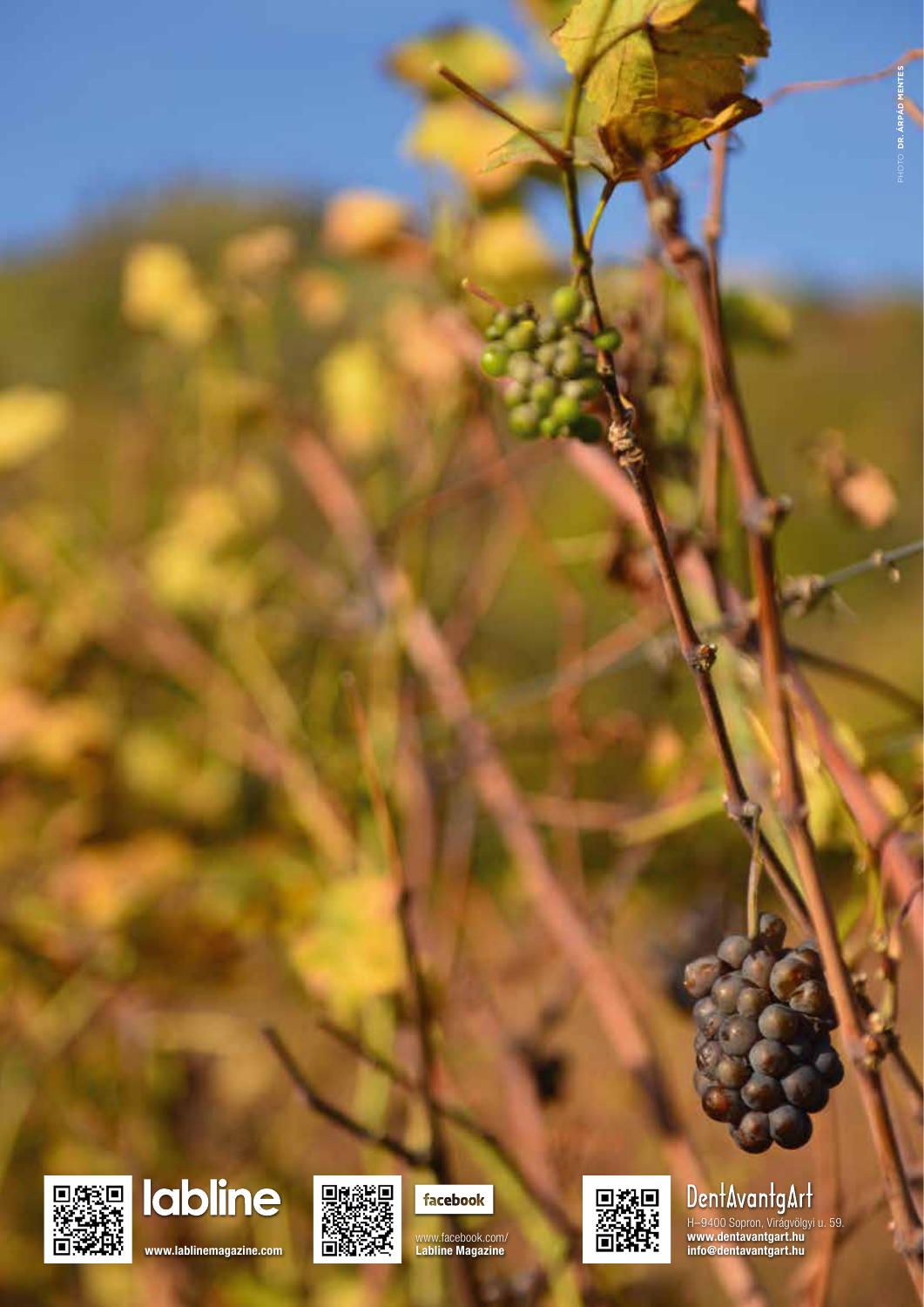PHOTO: DR. ÁRPÁD MENTES

labline

www.lablinemagazine.com

facebook

www.facebook.com/
Labline Magazine

DentAvantgArt

H–9400 Sopron, Virágvölgyi u. 59.
www.dentavantgart.hu
info@dentavantgart.hu